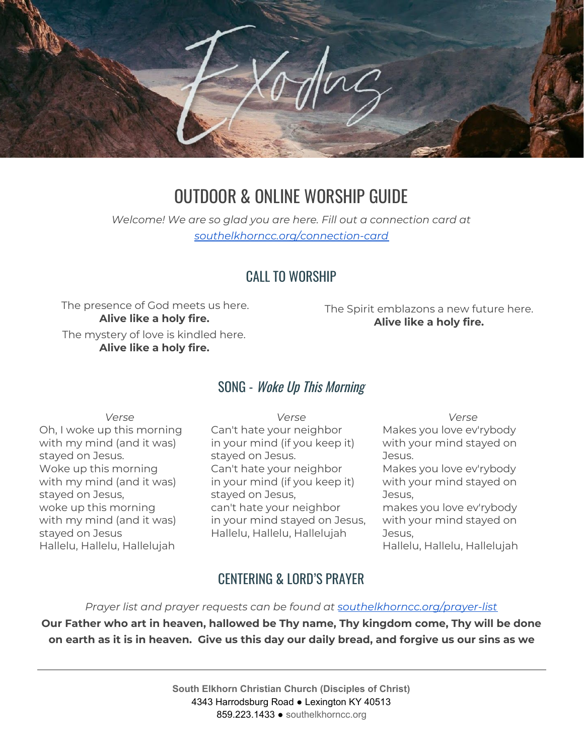Exodus

# OUTDOOR & ONLINE WORSHIP GUIDE

*Welcome! We are so glad you are here. Fill out a connection card at [southelkhorncc.org/connection-card](southelkhorncc.org/connection-card)*

## CALL TO WORSHIP

The presence of God meets us here.
**Alive like a holy fire.**

The mystery of love is kindled here.
**Alive like a holy fire.**

The Spirit emblazons a new future here.
**Alive like a holy fire.**

## SONG - *Woke Up This Morning*

*Verse*

Oh, I woke up this morning
with my mind (and it was)
stayed on Jesus.
Woke up this morning
with my mind (and it was)
stayed on Jesus,
woke up this morning
with my mind (and it was)
stayed on Jesus
Hallelu, Hallelu, Hallelujah

*Verse*

Can't hate your neighbor
in your mind (if you keep it)
stayed on Jesus.
Can't hate your neighbor
in your mind (if you keep it)
stayed on Jesus,
can't hate your neighbor
in your mind stayed on Jesus,
Hallelu, Hallelu, Hallelujah

*Verse*

Makes you love ev'rybody
with your mind stayed on
Jesus.
Makes you love ev'rybody
with your mind stayed on
Jesus,
makes you love ev'rybody
with your mind stayed on
Jesus,
Hallelu, Hallelu, Hallelujah

## CENTERING & LORD'S PRAYER

*Prayer list and prayer requests can be found at [southelkhorncc.org/prayer-list](southelkhorncc.org/prayer-list)*

**Our Father who art in heaven, hallowed be Thy name, Thy kingdom come, Thy will be done on earth as it is in heaven. Give us this day our daily bread, and forgive us our sins as we**

South Elkhorn Christian Church (Disciples of Christ)
4343 Harrodsburg Road ● Lexington KY 40513
859.223.1433 ● southelkhorncc.org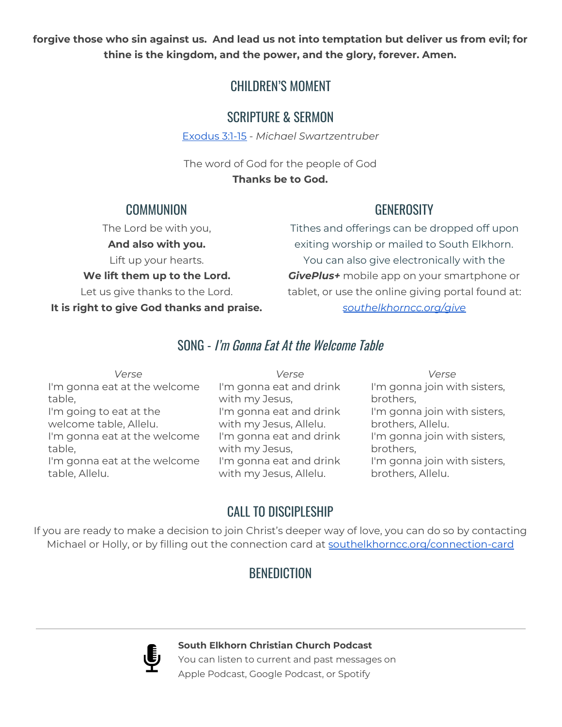**forgive those who sin against us. And lead us not into temptation but deliver us from evil; for thine is the kingdom, and the power, and the glory, forever. Amen.**

## CHILDREN'S MOMENT

## SCRIPTURE & SERMON

Exodus 3:1-15 - *Michael Swartzentruber*

The word of God for the people of God
**Thanks be to God.**

## COMMUNION

The Lord be with you,
**And also with you.**
Lift up your hearts.
**We lift them up to the Lord.**
Let us give thanks to the Lord.
**It is right to give God thanks and praise.**

## GENEROSITY

Tithes and offerings can be dropped off upon exiting worship or mailed to South Elkhorn. You can also give electronically with the ***GivePlus+*** mobile app on your smartphone or tablet, or use the online giving portal found at: *southelkhorncc.org/give*

## SONG - *I'm Gonna Eat At the Welcome Table*

*Verse*
I'm gonna eat at the welcome table,
I'm going to eat at the welcome table, Allelu.
I'm gonna eat at the welcome table,
I'm gonna eat at the welcome table, Allelu.

*Verse*
I'm gonna eat and drink with my Jesus,
I'm gonna eat and drink with my Jesus, Allelu.
I'm gonna eat and drink with my Jesus,
I'm gonna eat and drink with my Jesus, Allelu.

*Verse*
I'm gonna join with sisters, brothers,
I'm gonna join with sisters, brothers, Allelu.
I'm gonna join with sisters, brothers,
I'm gonna join with sisters, brothers, Allelu.

## CALL TO DISCIPLESHIP

If you are ready to make a decision to join Christ's deeper way of love, you can do so by contacting Michael or Holly, or by filling out the connection card at southelkhorncc.org/connection-card

## BENEDICTION

---

**South Elkhorn Christian Church Podcast**
You can listen to current and past messages on Apple Podcast, Google Podcast, or Spotify